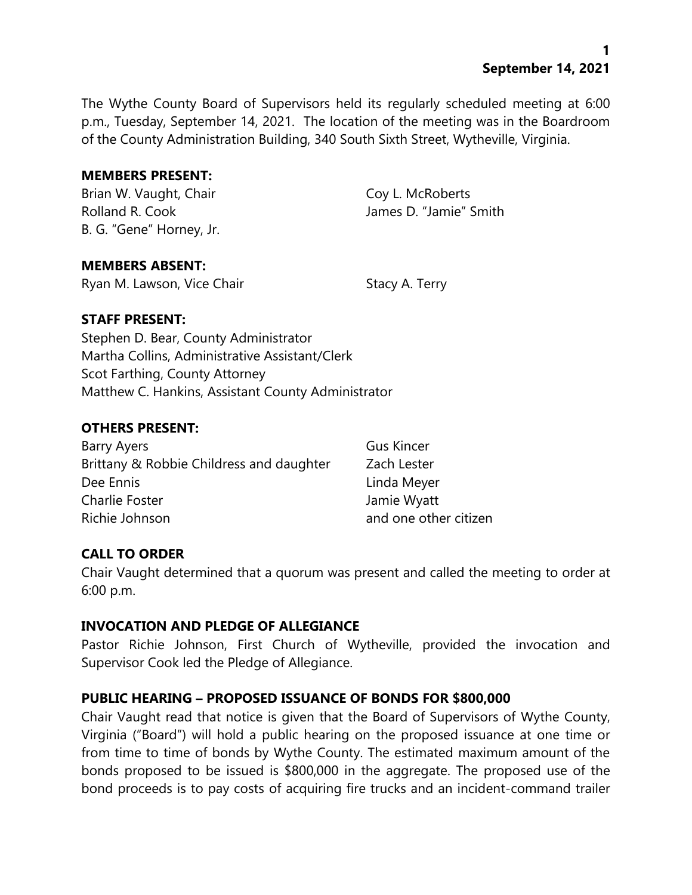The Wythe County Board of Supervisors held its regularly scheduled meeting at 6:00 p.m., Tuesday, September 14, 2021. The location of the meeting was in the Boardroom of the County Administration Building, 340 South Sixth Street, Wytheville, Virginia.

**MEMBERS PRESENT:**

Brian W. Vaught, Chair
Rolland R. Cook
B. G. "Gene" Horney, Jr.
Coy L. McRoberts
James D. "Jamie" Smith

**MEMBERS ABSENT:**

Ryan M. Lawson, Vice Chair
Stacy A. Terry

**STAFF PRESENT:**

Stephen D. Bear, County Administrator
Martha Collins, Administrative Assistant/Clerk
Scot Farthing, County Attorney
Matthew C. Hankins, Assistant County Administrator

**OTHERS PRESENT:**

Barry Ayers
Brittany & Robbie Childress and daughter
Dee Ennis
Charlie Foster
Richie Johnson
Gus Kincer
Zach Lester
Linda Meyer
Jamie Wyatt
and one other citizen

**CALL TO ORDER**

Chair Vaught determined that a quorum was present and called the meeting to order at 6:00 p.m.

**INVOCATION AND PLEDGE OF ALLEGIANCE**

Pastor Richie Johnson, First Church of Wytheville, provided the invocation and Supervisor Cook led the Pledge of Allegiance.

**PUBLIC HEARING – PROPOSED ISSUANCE OF BONDS FOR $800,000**

Chair Vaught read that notice is given that the Board of Supervisors of Wythe County, Virginia ("Board") will hold a public hearing on the proposed issuance at one time or from time to time of bonds by Wythe County. The estimated maximum amount of the bonds proposed to be issued is $800,000 in the aggregate. The proposed use of the bond proceeds is to pay costs of acquiring fire trucks and an incident-command trailer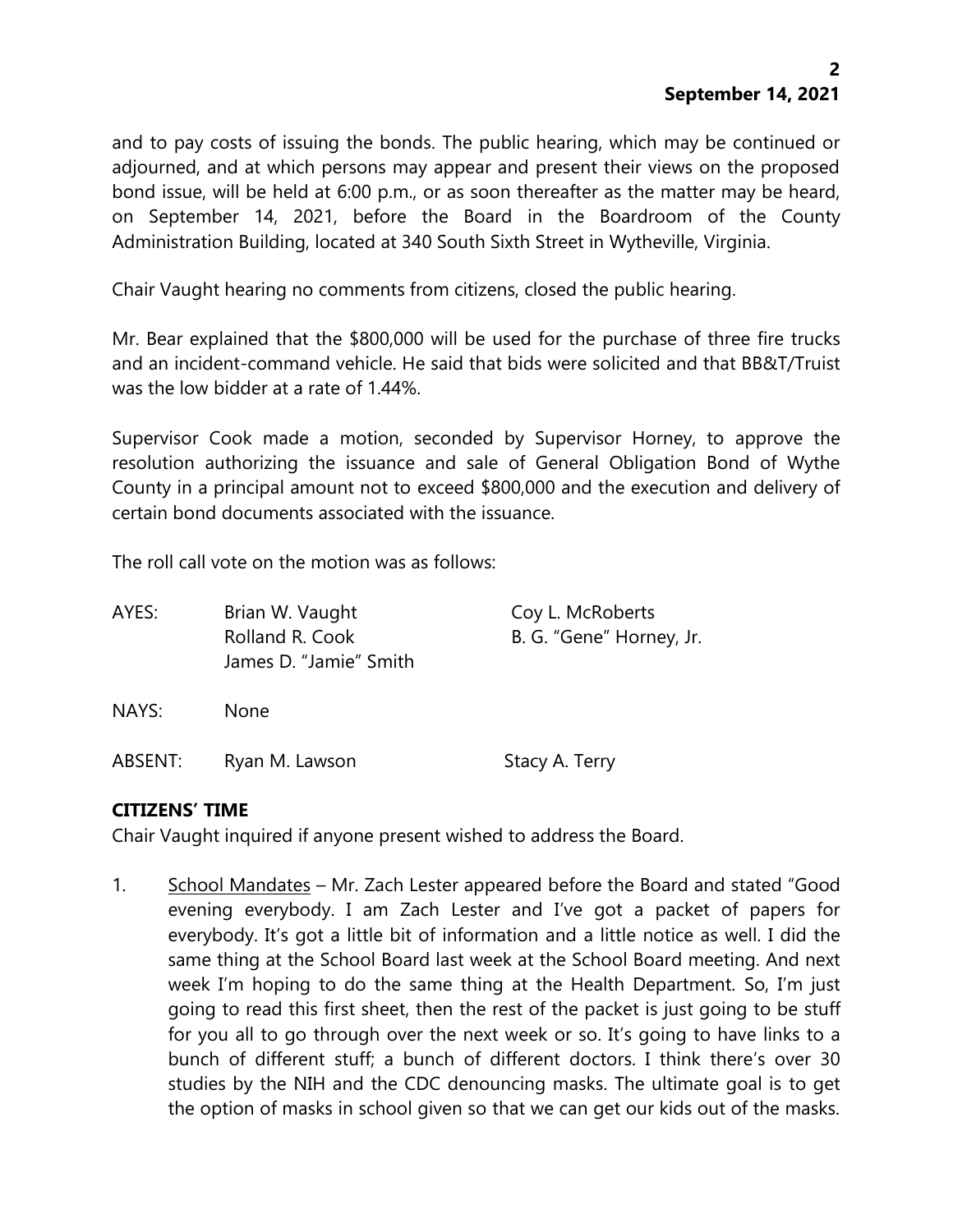and to pay costs of issuing the bonds. The public hearing, which may be continued or adjourned, and at which persons may appear and present their views on the proposed bond issue, will be held at 6:00 p.m., or as soon thereafter as the matter may be heard, on September 14, 2021, before the Board in the Boardroom of the County Administration Building, located at 340 South Sixth Street in Wytheville, Virginia.

Chair Vaught hearing no comments from citizens, closed the public hearing.

Mr. Bear explained that the $800,000 will be used for the purchase of three fire trucks and an incident-command vehicle. He said that bids were solicited and that BB&T/Truist was the low bidder at a rate of 1.44%.

Supervisor Cook made a motion, seconded by Supervisor Horney, to approve the resolution authorizing the issuance and sale of General Obligation Bond of Wythe County in a principal amount not to exceed $800,000 and the execution and delivery of certain bond documents associated with the issuance.

The roll call vote on the motion was as follows:

| | | |
|---|---|---|
| AYES: | Brian W. Vaught | Coy L. McRoberts |
| | Rolland R. Cook | B. G. "Gene" Horney, Jr. |
| | James D. "Jamie" Smith | |
| NAYS: | None | |
| ABSENT: | Ryan M. Lawson | Stacy A. Terry |

**CITIZENS' TIME**

Chair Vaught inquired if anyone present wished to address the Board.

1. School Mandates – Mr. Zach Lester appeared before the Board and stated "Good evening everybody. I am Zach Lester and I've got a packet of papers for everybody. It's got a little bit of information and a little notice as well. I did the same thing at the School Board last week at the School Board meeting. And next week I'm hoping to do the same thing at the Health Department. So, I'm just going to read this first sheet, then the rest of the packet is just going to be stuff for you all to go through over the next week or so. It's going to have links to a bunch of different stuff; a bunch of different doctors. I think there's over 30 studies by the NIH and the CDC denouncing masks. The ultimate goal is to get the option of masks in school given so that we can get our kids out of the masks.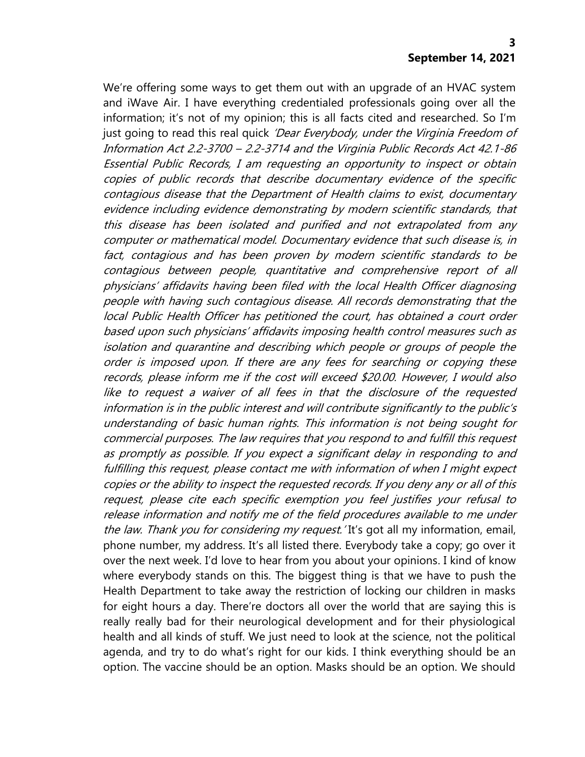We're offering some ways to get them out with an upgrade of an HVAC system and iWave Air. I have everything credentialed professionals going over all the information; it's not of my opinion; this is all facts cited and researched. So I'm just going to read this real quick *'Dear Everybody, under the Virginia Freedom of Information Act 2.2-3700 – 2.2-3714 and the Virginia Public Records Act 42.1-86 Essential Public Records, I am requesting an opportunity to inspect or obtain copies of public records that describe documentary evidence of the specific contagious disease that the Department of Health claims to exist, documentary evidence including evidence demonstrating by modern scientific standards, that this disease has been isolated and purified and not extrapolated from any computer or mathematical model. Documentary evidence that such disease is, in fact, contagious and has been proven by modern scientific standards to be contagious between people, quantitative and comprehensive report of all physicians' affidavits having been filed with the local Health Officer diagnosing people with having such contagious disease. All records demonstrating that the local Public Health Officer has petitioned the court, has obtained a court order based upon such physicians' affidavits imposing health control measures such as isolation and quarantine and describing which people or groups of people the order is imposed upon. If there are any fees for searching or copying these records, please inform me if the cost will exceed $20.00. However, I would also like to request a waiver of all fees in that the disclosure of the requested information is in the public interest and will contribute significantly to the public's understanding of basic human rights. This information is not being sought for commercial purposes. The law requires that you respond to and fulfill this request as promptly as possible. If you expect a significant delay in responding to and fulfilling this request, please contact me with information of when I might expect copies or the ability to inspect the requested records. If you deny any or all of this request, please cite each specific exemption you feel justifies your refusal to release information and notify me of the field procedures available to me under the law. Thank you for considering my request.'* It's got all my information, email, phone number, my address. It's all listed there. Everybody take a copy; go over it over the next week. I'd love to hear from you about your opinions. I kind of know where everybody stands on this. The biggest thing is that we have to push the Health Department to take away the restriction of locking our children in masks for eight hours a day. There're doctors all over the world that are saying this is really really bad for their neurological development and for their physiological health and all kinds of stuff. We just need to look at the science, not the political agenda, and try to do what's right for our kids. I think everything should be an option. The vaccine should be an option. Masks should be an option. We should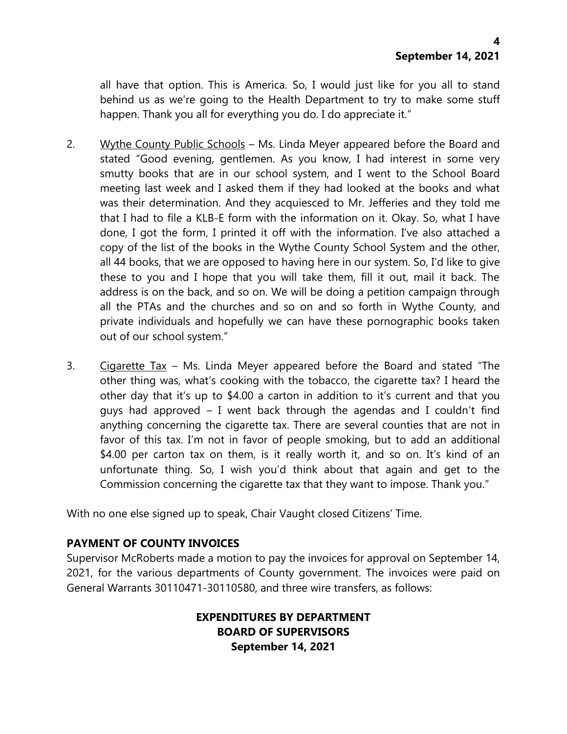all have that option. This is America. So, I would just like for you all to stand behind us as we're going to the Health Department to try to make some stuff happen. Thank you all for everything you do. I do appreciate it."

2. Wythe County Public Schools – Ms. Linda Meyer appeared before the Board and stated "Good evening, gentlemen. As you know, I had interest in some very smutty books that are in our school system, and I went to the School Board meeting last week and I asked them if they had looked at the books and what was their determination. And they acquiesced to Mr. Jefferies and they told me that I had to file a KLB-E form with the information on it. Okay. So, what I have done, I got the form, I printed it off with the information. I've also attached a copy of the list of the books in the Wythe County School System and the other, all 44 books, that we are opposed to having here in our system. So, I'd like to give these to you and I hope that you will take them, fill it out, mail it back. The address is on the back, and so on. We will be doing a petition campaign through all the PTAs and the churches and so on and so forth in Wythe County, and private individuals and hopefully we can have these pornographic books taken out of our school system."

3. Cigarette Tax – Ms. Linda Meyer appeared before the Board and stated "The other thing was, what's cooking with the tobacco, the cigarette tax? I heard the other day that it's up to $4.00 a carton in addition to it's current and that you guys had approved – I went back through the agendas and I couldn't find anything concerning the cigarette tax. There are several counties that are not in favor of this tax. I'm not in favor of people smoking, but to add an additional $4.00 per carton tax on them, is it really worth it, and so on. It's kind of an unfortunate thing. So, I wish you'd think about that again and get to the Commission concerning the cigarette tax that they want to impose. Thank you."

With no one else signed up to speak, Chair Vaught closed Citizens' Time.

**PAYMENT OF COUNTY INVOICES**

Supervisor McRoberts made a motion to pay the invoices for approval on September 14, 2021, for the various departments of County government. The invoices were paid on General Warrants 30110471-30110580, and three wire transfers, as follows:

**EXPENDITURES BY DEPARTMENT**
**BOARD OF SUPERVISORS**
**September 14, 2021**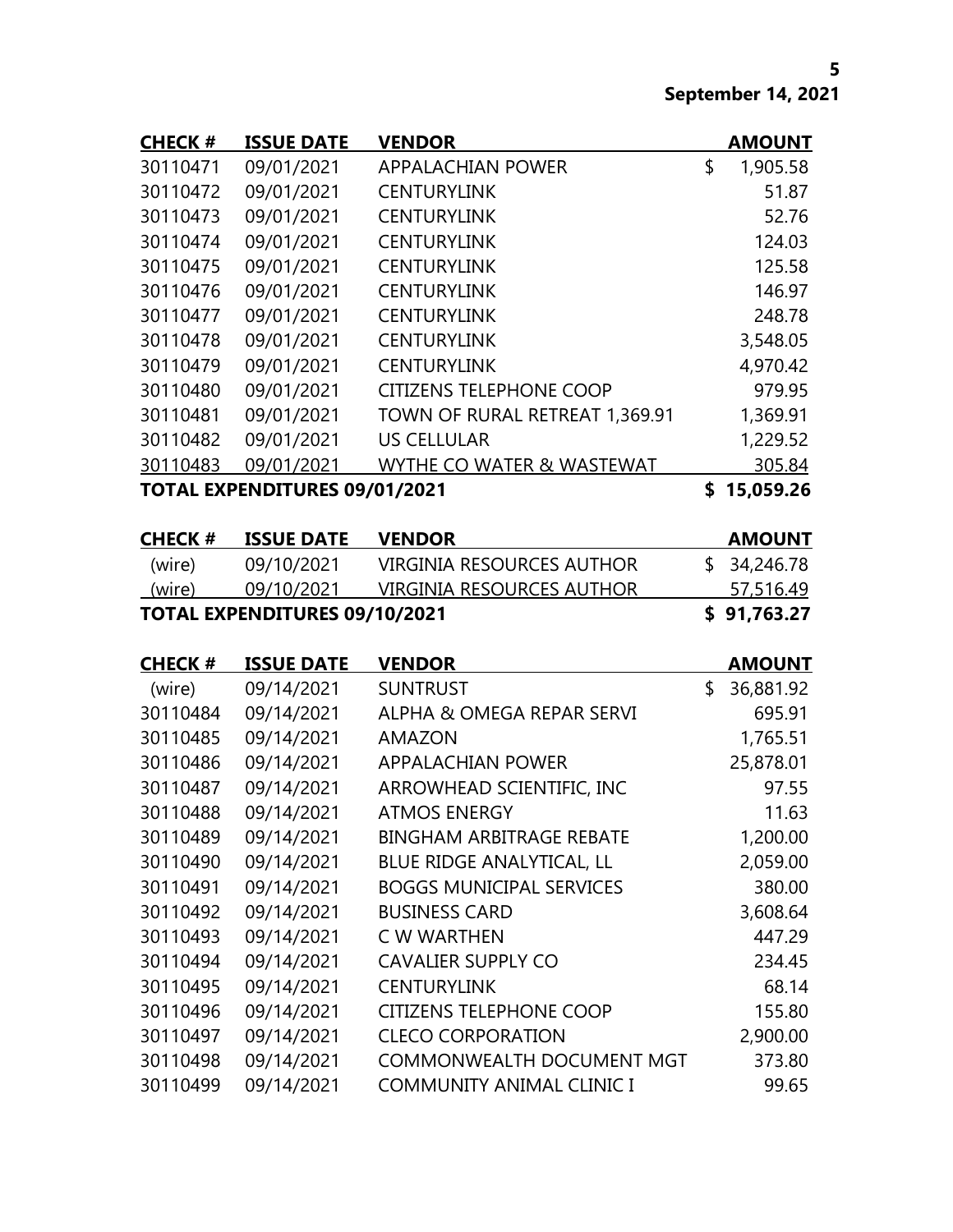September 14, 2021

| CHECK # | ISSUE DATE | VENDOR | AMOUNT |
|---|---|---|---|
| 30110471 | 09/01/2021 | APPALACHIAN POWER | $ 1,905.58 |
| 30110472 | 09/01/2021 | CENTURYLINK | 51.87 |
| 30110473 | 09/01/2021 | CENTURYLINK | 52.76 |
| 30110474 | 09/01/2021 | CENTURYLINK | 124.03 |
| 30110475 | 09/01/2021 | CENTURYLINK | 125.58 |
| 30110476 | 09/01/2021 | CENTURYLINK | 146.97 |
| 30110477 | 09/01/2021 | CENTURYLINK | 248.78 |
| 30110478 | 09/01/2021 | CENTURYLINK | 3,548.05 |
| 30110479 | 09/01/2021 | CENTURYLINK | 4,970.42 |
| 30110480 | 09/01/2021 | CITIZENS TELEPHONE COOP | 979.95 |
| 30110481 | 09/01/2021 | TOWN OF RURAL RETREAT 1,369.91 | 1,369.91 |
| 30110482 | 09/01/2021 | US CELLULAR | 1,229.52 |
| 30110483 | 09/01/2021 | WYTHE CO WATER & WASTEWAT | 305.84 |
| **TOTAL EXPENDITURES 09/01/2021** | | | **$ 15,059.26** |

| CHECK # | ISSUE DATE | VENDOR | AMOUNT |
|---|---|---|---|
| (wire) | 09/10/2021 | VIRGINIA RESOURCES AUTHOR | $ 34,246.78 |
| (wire) | 09/10/2021 | VIRGINIA RESOURCES AUTHOR | 57,516.49 |
| **TOTAL EXPENDITURES 09/10/2021** | | | **$ 91,763.27** |

| CHECK # | ISSUE DATE | VENDOR | AMOUNT |
|---|---|---|---|
| (wire) | 09/14/2021 | SUNTRUST | $ 36,881.92 |
| 30110484 | 09/14/2021 | ALPHA & OMEGA REPAR SERVI | 695.91 |
| 30110485 | 09/14/2021 | AMAZON | 1,765.51 |
| 30110486 | 09/14/2021 | APPALACHIAN POWER | 25,878.01 |
| 30110487 | 09/14/2021 | ARROWHEAD SCIENTIFIC, INC | 97.55 |
| 30110488 | 09/14/2021 | ATMOS ENERGY | 11.63 |
| 30110489 | 09/14/2021 | BINGHAM ARBITRAGE REBATE | 1,200.00 |
| 30110490 | 09/14/2021 | BLUE RIDGE ANALYTICAL, LL | 2,059.00 |
| 30110491 | 09/14/2021 | BOGGS MUNICIPAL SERVICES | 380.00 |
| 30110492 | 09/14/2021 | BUSINESS CARD | 3,608.64 |
| 30110493 | 09/14/2021 | C W WARTHEN | 447.29 |
| 30110494 | 09/14/2021 | CAVALIER SUPPLY CO | 234.45 |
| 30110495 | 09/14/2021 | CENTURYLINK | 68.14 |
| 30110496 | 09/14/2021 | CITIZENS TELEPHONE COOP | 155.80 |
| 30110497 | 09/14/2021 | CLECO CORPORATION | 2,900.00 |
| 30110498 | 09/14/2021 | COMMONWEALTH DOCUMENT MGT | 373.80 |
| 30110499 | 09/14/2021 | COMMUNITY ANIMAL CLINIC I | 99.65 |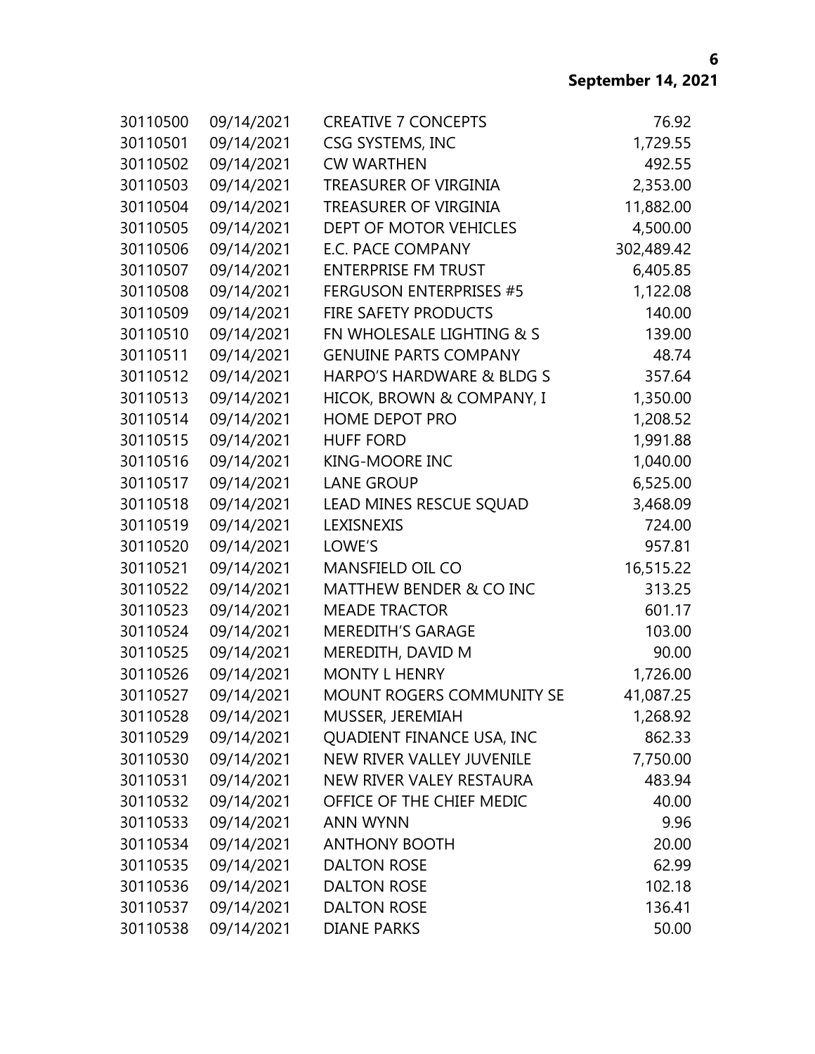| | | | |
|---|---|---|---|
| 30110500 | 09/14/2021 | CREATIVE 7 CONCEPTS | 76.92 |
| 30110501 | 09/14/2021 | CSG SYSTEMS, INC | 1,729.55 |
| 30110502 | 09/14/2021 | CW WARTHEN | 492.55 |
| 30110503 | 09/14/2021 | TREASURER OF VIRGINIA | 2,353.00 |
| 30110504 | 09/14/2021 | TREASURER OF VIRGINIA | 11,882.00 |
| 30110505 | 09/14/2021 | DEPT OF MOTOR VEHICLES | 4,500.00 |
| 30110506 | 09/14/2021 | E.C. PACE COMPANY | 302,489.42 |
| 30110507 | 09/14/2021 | ENTERPRISE FM TRUST | 6,405.85 |
| 30110508 | 09/14/2021 | FERGUSON ENTERPRISES #5 | 1,122.08 |
| 30110509 | 09/14/2021 | FIRE SAFETY PRODUCTS | 140.00 |
| 30110510 | 09/14/2021 | FN WHOLESALE LIGHTING & S | 139.00 |
| 30110511 | 09/14/2021 | GENUINE PARTS COMPANY | 48.74 |
| 30110512 | 09/14/2021 | HARPO'S HARDWARE & BLDG S | 357.64 |
| 30110513 | 09/14/2021 | HICOK, BROWN & COMPANY, I | 1,350.00 |
| 30110514 | 09/14/2021 | HOME DEPOT PRO | 1,208.52 |
| 30110515 | 09/14/2021 | HUFF FORD | 1,991.88 |
| 30110516 | 09/14/2021 | KING-MOORE INC | 1,040.00 |
| 30110517 | 09/14/2021 | LANE GROUP | 6,525.00 |
| 30110518 | 09/14/2021 | LEAD MINES RESCUE SQUAD | 3,468.09 |
| 30110519 | 09/14/2021 | LEXISNEXIS | 724.00 |
| 30110520 | 09/14/2021 | LOWE'S | 957.81 |
| 30110521 | 09/14/2021 | MANSFIELD OIL CO | 16,515.22 |
| 30110522 | 09/14/2021 | MATTHEW BENDER & CO INC | 313.25 |
| 30110523 | 09/14/2021 | MEADE TRACTOR | 601.17 |
| 30110524 | 09/14/2021 | MEREDITH'S GARAGE | 103.00 |
| 30110525 | 09/14/2021 | MEREDITH, DAVID M | 90.00 |
| 30110526 | 09/14/2021 | MONTY L HENRY | 1,726.00 |
| 30110527 | 09/14/2021 | MOUNT ROGERS COMMUNITY SE | 41,087.25 |
| 30110528 | 09/14/2021 | MUSSER, JEREMIAH | 1,268.92 |
| 30110529 | 09/14/2021 | QUADIENT FINANCE USA, INC | 862.33 |
| 30110530 | 09/14/2021 | NEW RIVER VALLEY JUVENILE | 7,750.00 |
| 30110531 | 09/14/2021 | NEW RIVER VALEY RESTAURA | 483.94 |
| 30110532 | 09/14/2021 | OFFICE OF THE CHIEF MEDIC | 40.00 |
| 30110533 | 09/14/2021 | ANN WYNN | 9.96 |
| 30110534 | 09/14/2021 | ANTHONY BOOTH | 20.00 |
| 30110535 | 09/14/2021 | DALTON ROSE | 62.99 |
| 30110536 | 09/14/2021 | DALTON ROSE | 102.18 |
| 30110537 | 09/14/2021 | DALTON ROSE | 136.41 |
| 30110538 | 09/14/2021 | DIANE PARKS | 50.00 |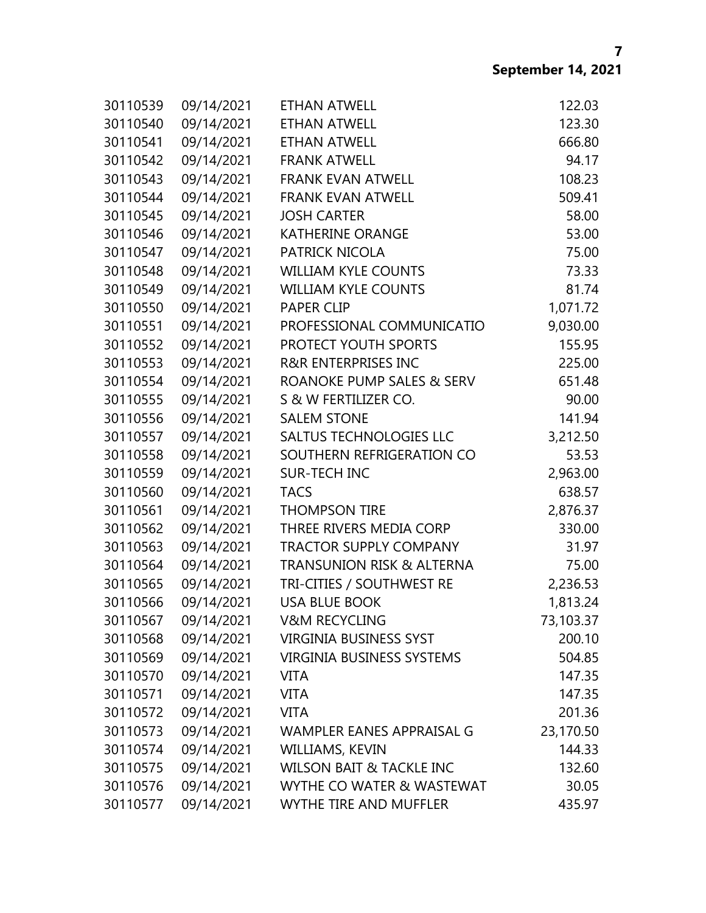| | | | |
|---|---|---|---:|
| 30110539 | 09/14/2021 | ETHAN ATWELL | 122.03 |
| 30110540 | 09/14/2021 | ETHAN ATWELL | 123.30 |
| 30110541 | 09/14/2021 | ETHAN ATWELL | 666.80 |
| 30110542 | 09/14/2021 | FRANK ATWELL | 94.17 |
| 30110543 | 09/14/2021 | FRANK EVAN ATWELL | 108.23 |
| 30110544 | 09/14/2021 | FRANK EVAN ATWELL | 509.41 |
| 30110545 | 09/14/2021 | JOSH CARTER | 58.00 |
| 30110546 | 09/14/2021 | KATHERINE ORANGE | 53.00 |
| 30110547 | 09/14/2021 | PATRICK NICOLA | 75.00 |
| 30110548 | 09/14/2021 | WILLIAM KYLE COUNTS | 73.33 |
| 30110549 | 09/14/2021 | WILLIAM KYLE COUNTS | 81.74 |
| 30110550 | 09/14/2021 | PAPER CLIP | 1,071.72 |
| 30110551 | 09/14/2021 | PROFESSIONAL COMMUNICATIO | 9,030.00 |
| 30110552 | 09/14/2021 | PROTECT YOUTH SPORTS | 155.95 |
| 30110553 | 09/14/2021 | R&R ENTERPRISES INC | 225.00 |
| 30110554 | 09/14/2021 | ROANOKE PUMP SALES & SERV | 651.48 |
| 30110555 | 09/14/2021 | S & W FERTILIZER CO. | 90.00 |
| 30110556 | 09/14/2021 | SALEM STONE | 141.94 |
| 30110557 | 09/14/2021 | SALTUS TECHNOLOGIES LLC | 3,212.50 |
| 30110558 | 09/14/2021 | SOUTHERN REFRIGERATION CO | 53.53 |
| 30110559 | 09/14/2021 | SUR-TECH INC | 2,963.00 |
| 30110560 | 09/14/2021 | TACS | 638.57 |
| 30110561 | 09/14/2021 | THOMPSON TIRE | 2,876.37 |
| 30110562 | 09/14/2021 | THREE RIVERS MEDIA CORP | 330.00 |
| 30110563 | 09/14/2021 | TRACTOR SUPPLY COMPANY | 31.97 |
| 30110564 | 09/14/2021 | TRANSUNION RISK & ALTERNA | 75.00 |
| 30110565 | 09/14/2021 | TRI-CITIES / SOUTHWEST RE | 2,236.53 |
| 30110566 | 09/14/2021 | USA BLUE BOOK | 1,813.24 |
| 30110567 | 09/14/2021 | V&M RECYCLING | 73,103.37 |
| 30110568 | 09/14/2021 | VIRGINIA BUSINESS SYST | 200.10 |
| 30110569 | 09/14/2021 | VIRGINIA BUSINESS SYSTEMS | 504.85 |
| 30110570 | 09/14/2021 | VITA | 147.35 |
| 30110571 | 09/14/2021 | VITA | 147.35 |
| 30110572 | 09/14/2021 | VITA | 201.36 |
| 30110573 | 09/14/2021 | WAMPLER EANES APPRAISAL G | 23,170.50 |
| 30110574 | 09/14/2021 | WILLIAMS, KEVIN | 144.33 |
| 30110575 | 09/14/2021 | WILSON BAIT & TACKLE INC | 132.60 |
| 30110576 | 09/14/2021 | WYTHE CO WATER & WASTEWAT | 30.05 |
| 30110577 | 09/14/2021 | WYTHE TIRE AND MUFFLER | 435.97 |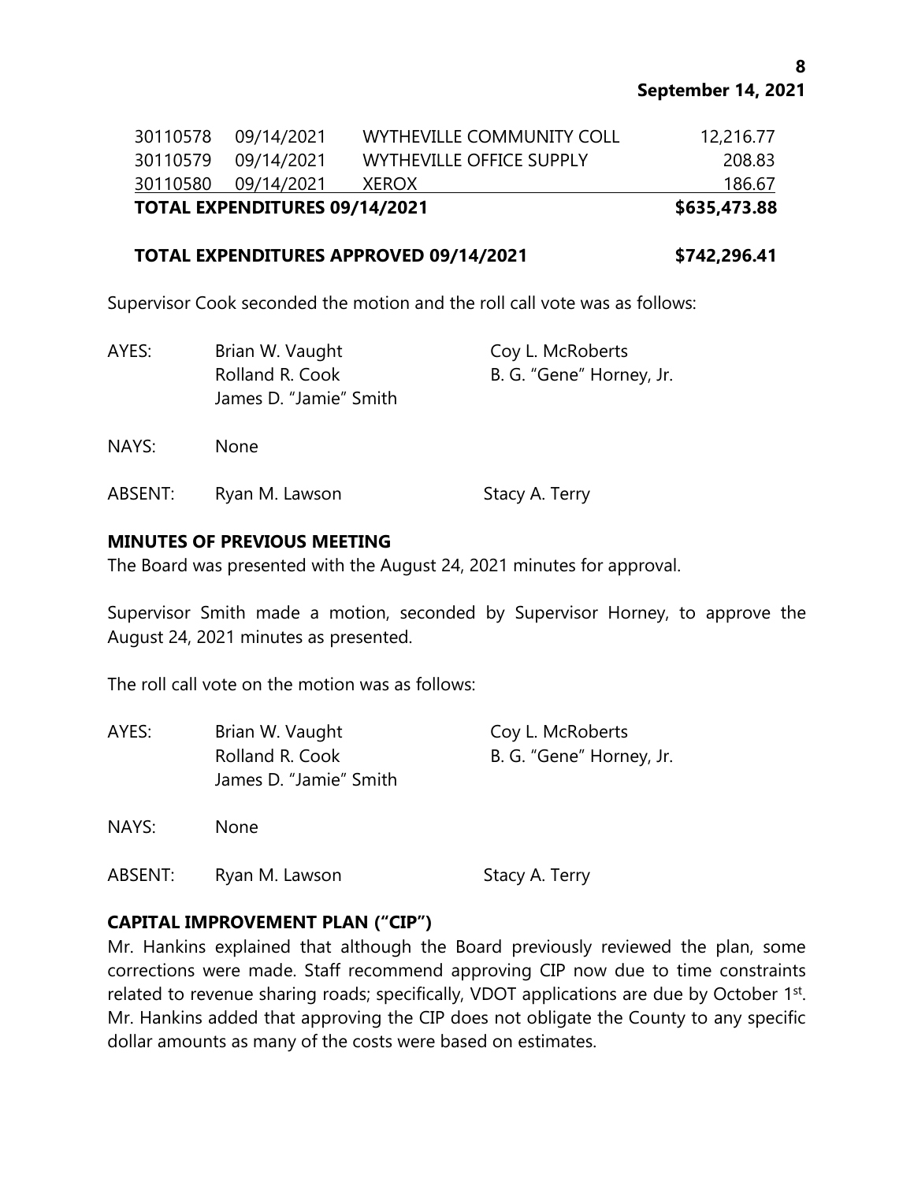| | | | |
|---|---|---|---|
| 30110578 | 09/14/2021 | WYTHEVILLE COMMUNITY COLL | 12,216.77 |
| 30110579 | 09/14/2021 | WYTHEVILLE OFFICE SUPPLY | 208.83 |
| 30110580 | 09/14/2021 | XEROX | 186.67 |
| **TOTAL EXPENDITURES 09/14/2021** | | | **$635,473.88** |

**TOTAL EXPENDITURES APPROVED 09/14/2021 $742,296.41**

Supervisor Cook seconded the motion and the roll call vote was as follows:

| | | |
|---|---|---|
| AYES: | Brian W. Vaught | Coy L. McRoberts |
| | Rolland R. Cook | B. G. "Gene" Horney, Jr. |
| | James D. "Jamie" Smith | |
| NAYS: | None | |
| ABSENT: | Ryan M. Lawson | Stacy A. Terry |

## MINUTES OF PREVIOUS MEETING

The Board was presented with the August 24, 2021 minutes for approval.

Supervisor Smith made a motion, seconded by Supervisor Horney, to approve the August 24, 2021 minutes as presented.

The roll call vote on the motion was as follows:

| | | |
|---|---|---|
| AYES: | Brian W. Vaught | Coy L. McRoberts |
| | Rolland R. Cook | B. G. "Gene" Horney, Jr. |
| | James D. "Jamie" Smith | |
| NAYS: | None | |
| ABSENT: | Ryan M. Lawson | Stacy A. Terry |

## CAPITAL IMPROVEMENT PLAN ("CIP")

Mr. Hankins explained that although the Board previously reviewed the plan, some corrections were made. Staff recommend approving CIP now due to time constraints related to revenue sharing roads; specifically, VDOT applications are due by October 1st. Mr. Hankins added that approving the CIP does not obligate the County to any specific dollar amounts as many of the costs were based on estimates.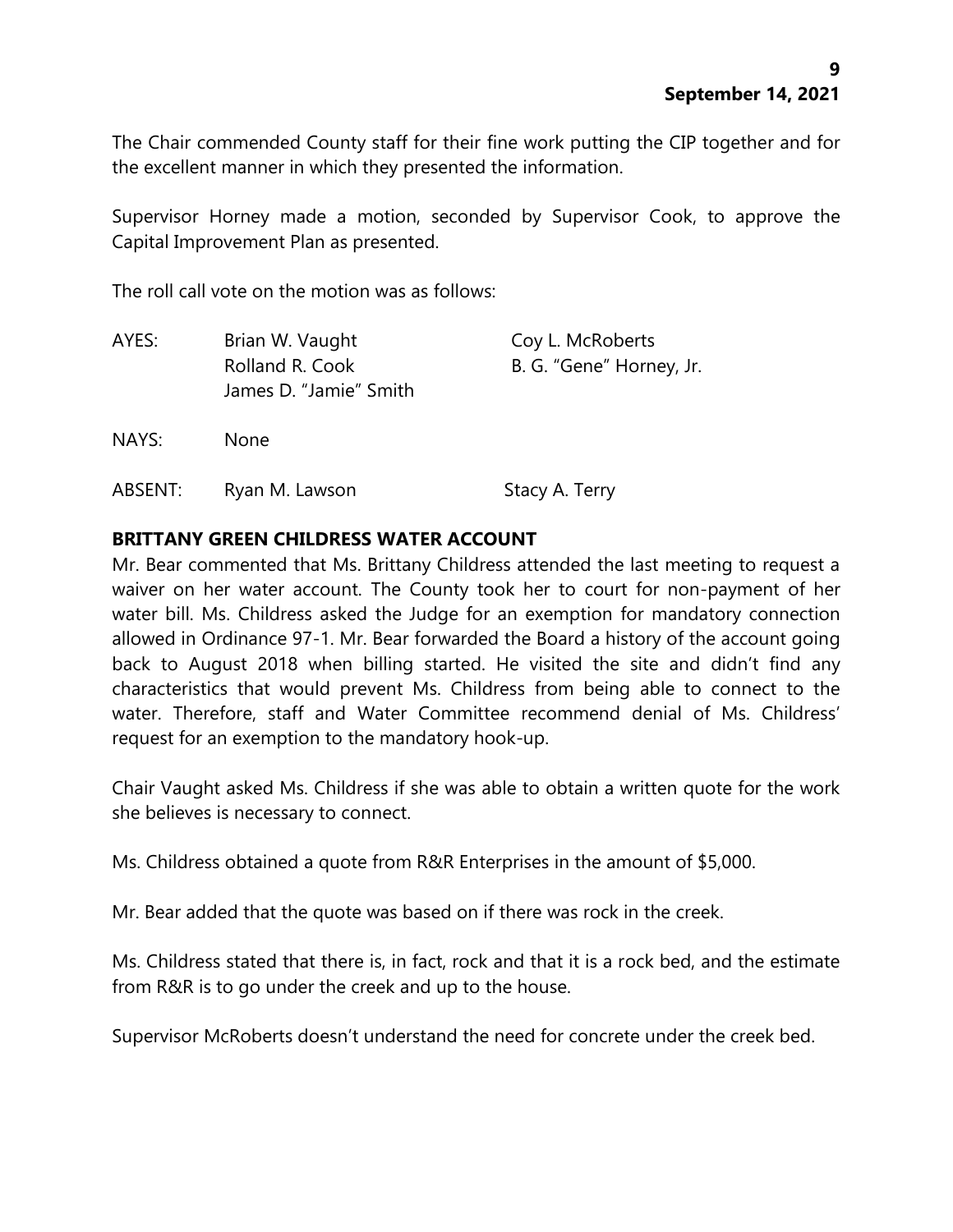The Chair commended County staff for their fine work putting the CIP together and for the excellent manner in which they presented the information.

Supervisor Horney made a motion, seconded by Supervisor Cook, to approve the Capital Improvement Plan as presented.

The roll call vote on the motion was as follows:

| | | |
|---|---|---|
| AYES: | Brian W. Vaught | Coy L. McRoberts |
| | Rolland R. Cook | B. G. "Gene" Horney, Jr. |
| | James D. "Jamie" Smith | |
| NAYS: | None | |
| ABSENT: | Ryan M. Lawson | Stacy A. Terry |

**BRITTANY GREEN CHILDRESS WATER ACCOUNT**

Mr. Bear commented that Ms. Brittany Childress attended the last meeting to request a waiver on her water account. The County took her to court for non-payment of her water bill. Ms. Childress asked the Judge for an exemption for mandatory connection allowed in Ordinance 97-1. Mr. Bear forwarded the Board a history of the account going back to August 2018 when billing started. He visited the site and didn't find any characteristics that would prevent Ms. Childress from being able to connect to the water. Therefore, staff and Water Committee recommend denial of Ms. Childress' request for an exemption to the mandatory hook-up.

Chair Vaught asked Ms. Childress if she was able to obtain a written quote for the work she believes is necessary to connect.

Ms. Childress obtained a quote from R&R Enterprises in the amount of $5,000.

Mr. Bear added that the quote was based on if there was rock in the creek.

Ms. Childress stated that there is, in fact, rock and that it is a rock bed, and the estimate from R&R is to go under the creek and up to the house.

Supervisor McRoberts doesn't understand the need for concrete under the creek bed.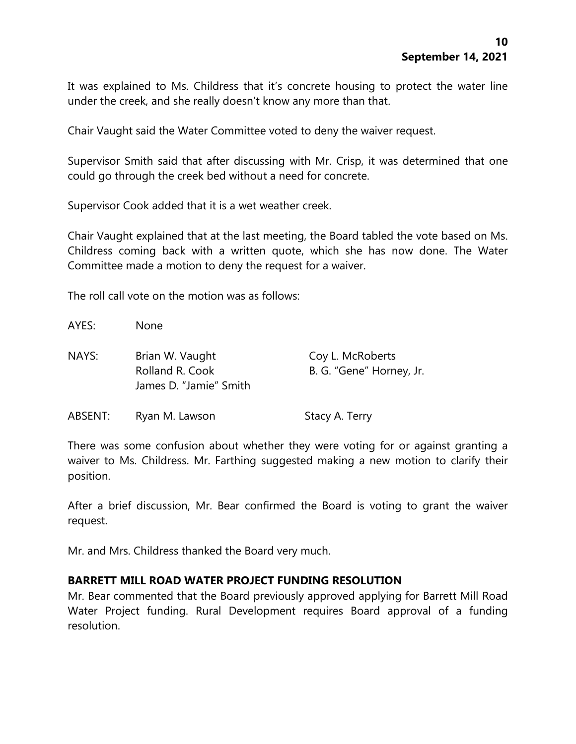It was explained to Ms. Childress that it's concrete housing to protect the water line under the creek, and she really doesn't know any more than that.

Chair Vaught said the Water Committee voted to deny the waiver request.

Supervisor Smith said that after discussing with Mr. Crisp, it was determined that one could go through the creek bed without a need for concrete.

Supervisor Cook added that it is a wet weather creek.

Chair Vaught explained that at the last meeting, the Board tabled the vote based on Ms. Childress coming back with a written quote, which she has now done. The Water Committee made a motion to deny the request for a waiver.

The roll call vote on the motion was as follows:

| | | |
|---|---|---|
| AYES: | None | |
| NAYS: | Brian W. Vaught | Coy L. McRoberts |
| | Rolland R. Cook | B. G. "Gene" Horney, Jr. |
| | James D. "Jamie" Smith | |
| ABSENT: | Ryan M. Lawson | Stacy A. Terry |

There was some confusion about whether they were voting for or against granting a waiver to Ms. Childress. Mr. Farthing suggested making a new motion to clarify their position.

After a brief discussion, Mr. Bear confirmed the Board is voting to grant the waiver request.

Mr. and Mrs. Childress thanked the Board very much.

**BARRETT MILL ROAD WATER PROJECT FUNDING RESOLUTION**

Mr. Bear commented that the Board previously approved applying for Barrett Mill Road Water Project funding. Rural Development requires Board approval of a funding resolution.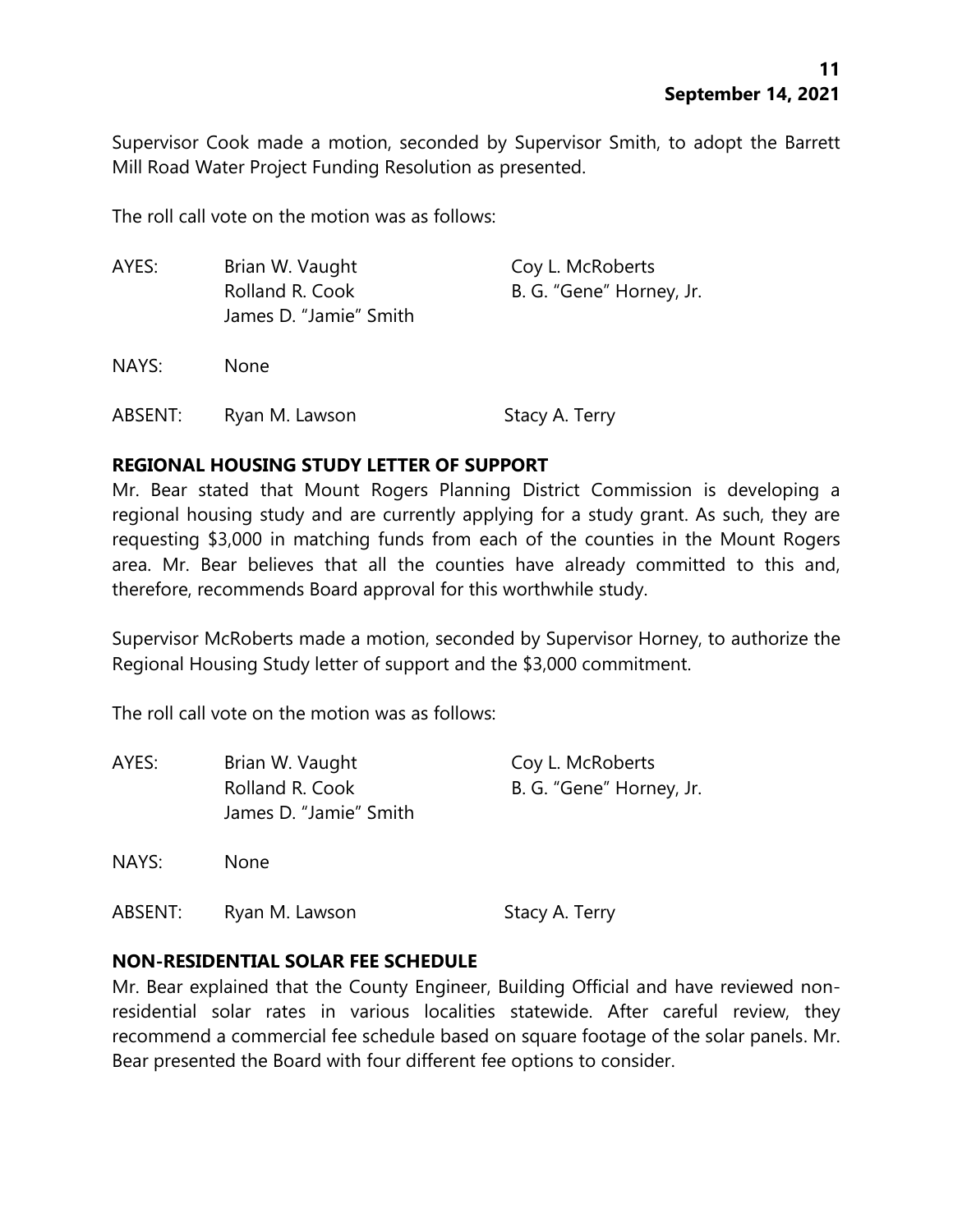Supervisor Cook made a motion, seconded by Supervisor Smith, to adopt the Barrett Mill Road Water Project Funding Resolution as presented.

The roll call vote on the motion was as follows:

| | | |
|---|---|---|
| AYES: | Brian W. Vaught | Coy L. McRoberts |
| | Rolland R. Cook | B. G. "Gene" Horney, Jr. |
| | James D. "Jamie" Smith | |
| NAYS: | None | |
| ABSENT: | Ryan M. Lawson | Stacy A. Terry |

**REGIONAL HOUSING STUDY LETTER OF SUPPORT**

Mr. Bear stated that Mount Rogers Planning District Commission is developing a regional housing study and are currently applying for a study grant. As such, they are requesting $3,000 in matching funds from each of the counties in the Mount Rogers area. Mr. Bear believes that all the counties have already committed to this and, therefore, recommends Board approval for this worthwhile study.

Supervisor McRoberts made a motion, seconded by Supervisor Horney, to authorize the Regional Housing Study letter of support and the $3,000 commitment.

The roll call vote on the motion was as follows:

| | | |
|---|---|---|
| AYES: | Brian W. Vaught | Coy L. McRoberts |
| | Rolland R. Cook | B. G. "Gene" Horney, Jr. |
| | James D. "Jamie" Smith | |
| NAYS: | None | |
| ABSENT: | Ryan M. Lawson | Stacy A. Terry |

**NON-RESIDENTIAL SOLAR FEE SCHEDULE**

Mr. Bear explained that the County Engineer, Building Official and have reviewed non-residential solar rates in various localities statewide. After careful review, they recommend a commercial fee schedule based on square footage of the solar panels. Mr. Bear presented the Board with four different fee options to consider.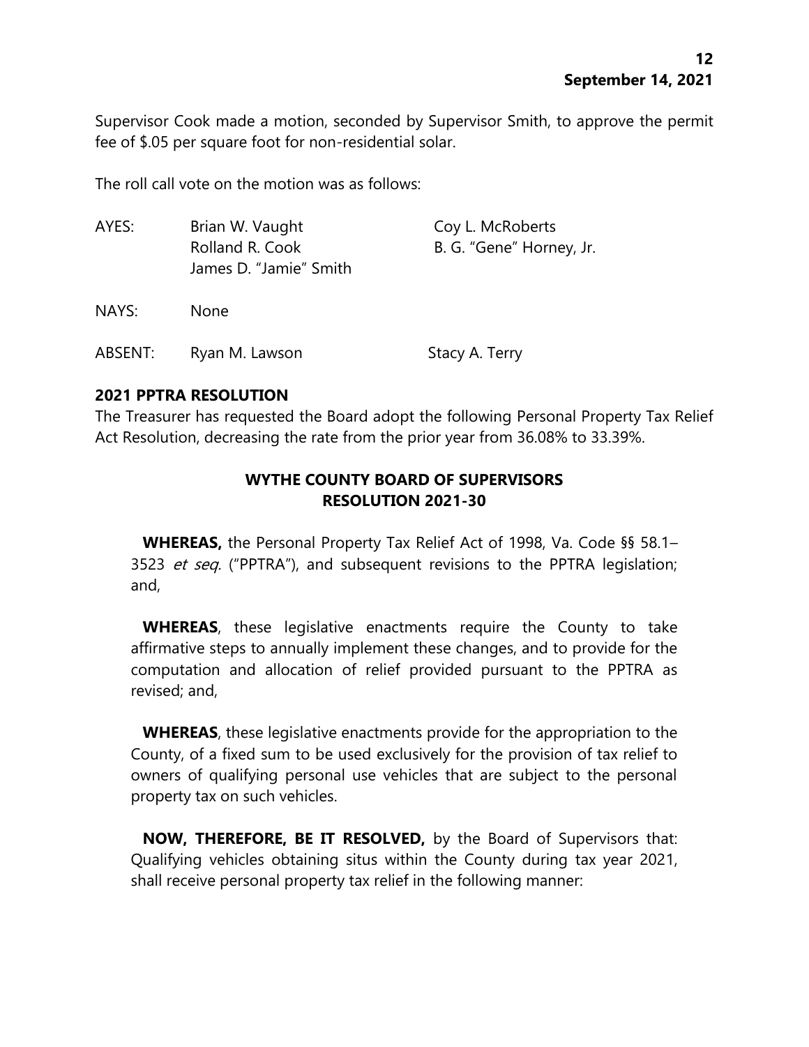Supervisor Cook made a motion, seconded by Supervisor Smith, to approve the permit fee of $.05 per square foot for non-residential solar.

The roll call vote on the motion was as follows:

| | | |
|---|---|---|
| AYES: | Brian W. Vaught | Coy L. McRoberts |
| | Rolland R. Cook | B. G. "Gene" Horney, Jr. |
| | James D. "Jamie" Smith | |
| NAYS: | None | |
| ABSENT: | Ryan M. Lawson | Stacy A. Terry |

**2021 PPTRA RESOLUTION**

The Treasurer has requested the Board adopt the following Personal Property Tax Relief Act Resolution, decreasing the rate from the prior year from 36.08% to 33.39%.

**WYTHE COUNTY BOARD OF SUPERVISORS**
**RESOLUTION 2021-30**

**WHEREAS,** the Personal Property Tax Relief Act of 1998, Va. Code §§ 58.1–3523 *et seq.* ("PPTRA"), and subsequent revisions to the PPTRA legislation; and,

**WHEREAS**, these legislative enactments require the County to take affirmative steps to annually implement these changes, and to provide for the computation and allocation of relief provided pursuant to the PPTRA as revised; and,

**WHEREAS**, these legislative enactments provide for the appropriation to the County, of a fixed sum to be used exclusively for the provision of tax relief to owners of qualifying personal use vehicles that are subject to the personal property tax on such vehicles.

**NOW, THEREFORE, BE IT RESOLVED,** by the Board of Supervisors that: Qualifying vehicles obtaining situs within the County during tax year 2021, shall receive personal property tax relief in the following manner: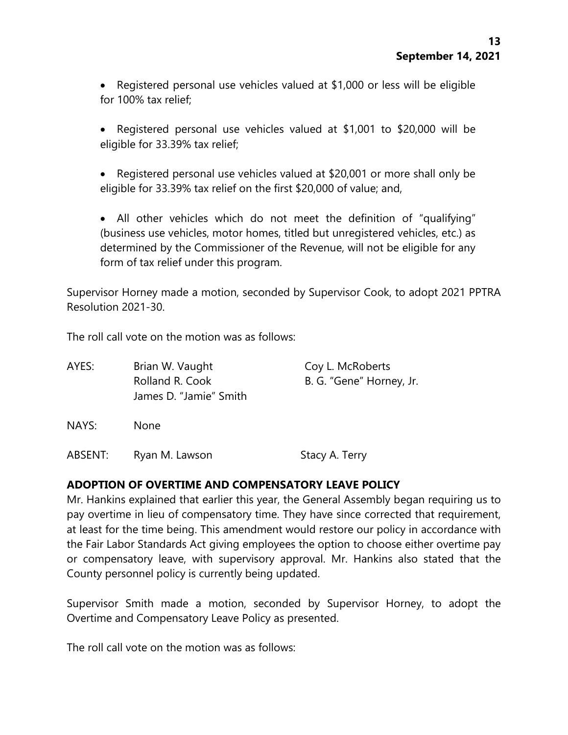- Registered personal use vehicles valued at $1,000 or less will be eligible for 100% tax relief;

- Registered personal use vehicles valued at $1,001 to $20,000 will be eligible for 33.39% tax relief;

- Registered personal use vehicles valued at $20,001 or more shall only be eligible for 33.39% tax relief on the first $20,000 of value; and,

- All other vehicles which do not meet the definition of "qualifying" (business use vehicles, motor homes, titled but unregistered vehicles, etc.) as determined by the Commissioner of the Revenue, will not be eligible for any form of tax relief under this program.

Supervisor Horney made a motion, seconded by Supervisor Cook, to adopt 2021 PPTRA Resolution 2021-30.

The roll call vote on the motion was as follows:

| | | |
|---|---|---|
| AYES: | Brian W. Vaught | Coy L. McRoberts |
| | Rolland R. Cook | B. G. "Gene" Horney, Jr. |
| | James D. "Jamie" Smith | |
| NAYS: | None | |
| ABSENT: | Ryan M. Lawson | Stacy A. Terry |

**ADOPTION OF OVERTIME AND COMPENSATORY LEAVE POLICY**

Mr. Hankins explained that earlier this year, the General Assembly began requiring us to pay overtime in lieu of compensatory time. They have since corrected that requirement, at least for the time being. This amendment would restore our policy in accordance with the Fair Labor Standards Act giving employees the option to choose either overtime pay or compensatory leave, with supervisory approval. Mr. Hankins also stated that the County personnel policy is currently being updated.

Supervisor Smith made a motion, seconded by Supervisor Horney, to adopt the Overtime and Compensatory Leave Policy as presented.

The roll call vote on the motion was as follows: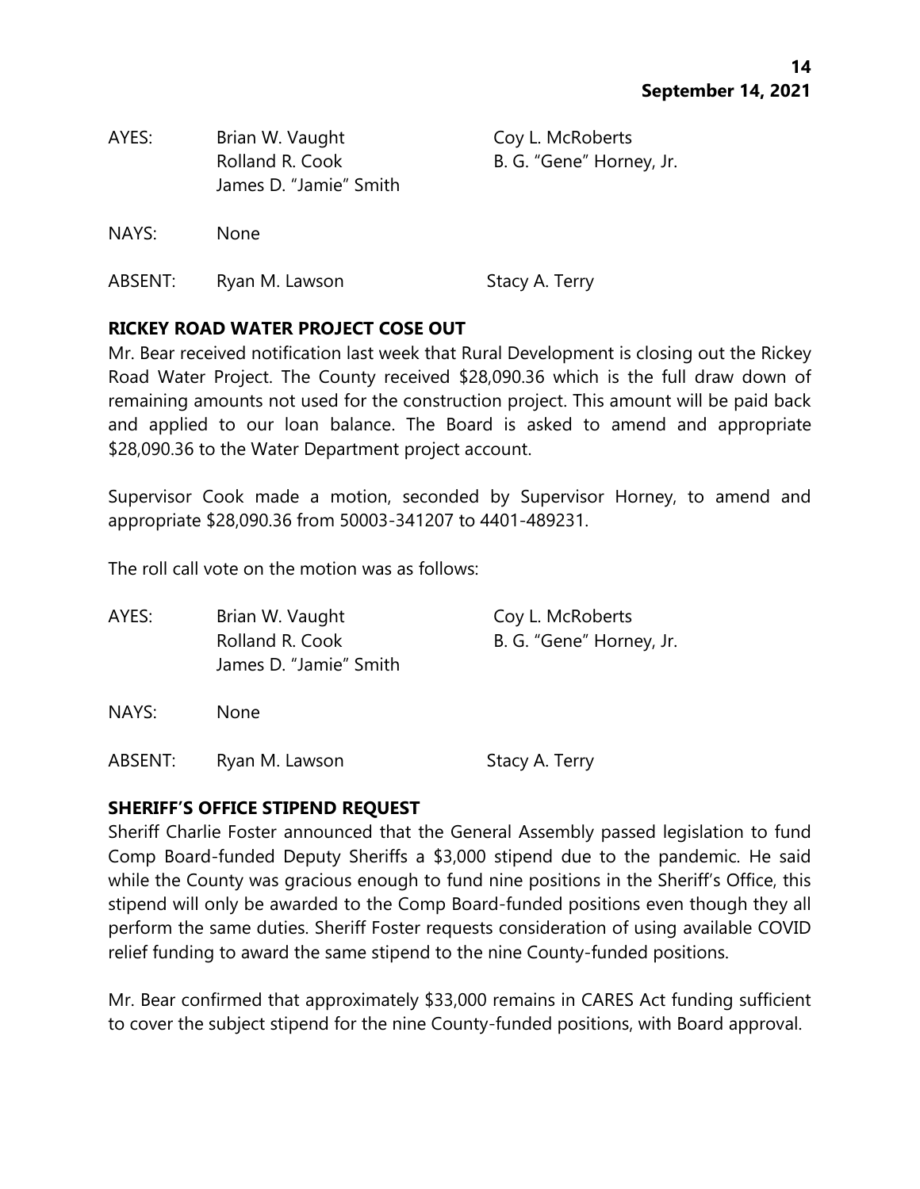AYES: Brian W. Vaught    Coy L. McRoberts
Rolland R. Cook    B. G. "Gene" Horney, Jr.
James D. "Jamie" Smith

NAYS: None

ABSENT: Ryan M. Lawson    Stacy A. Terry

**RICKEY ROAD WATER PROJECT COSE OUT**

Mr. Bear received notification last week that Rural Development is closing out the Rickey Road Water Project. The County received $28,090.36 which is the full draw down of remaining amounts not used for the construction project. This amount will be paid back and applied to our loan balance. The Board is asked to amend and appropriate $28,090.36 to the Water Department project account.

Supervisor Cook made a motion, seconded by Supervisor Horney, to amend and appropriate $28,090.36 from 50003-341207 to 4401-489231.

The roll call vote on the motion was as follows:

AYES: Brian W. Vaught    Coy L. McRoberts
Rolland R. Cook    B. G. "Gene" Horney, Jr.
James D. "Jamie" Smith

NAYS: None

ABSENT: Ryan M. Lawson    Stacy A. Terry

**SHERIFF'S OFFICE STIPEND REQUEST**

Sheriff Charlie Foster announced that the General Assembly passed legislation to fund Comp Board-funded Deputy Sheriffs a $3,000 stipend due to the pandemic. He said while the County was gracious enough to fund nine positions in the Sheriff's Office, this stipend will only be awarded to the Comp Board-funded positions even though they all perform the same duties. Sheriff Foster requests consideration of using available COVID relief funding to award the same stipend to the nine County-funded positions.

Mr. Bear confirmed that approximately $33,000 remains in CARES Act funding sufficient to cover the subject stipend for the nine County-funded positions, with Board approval.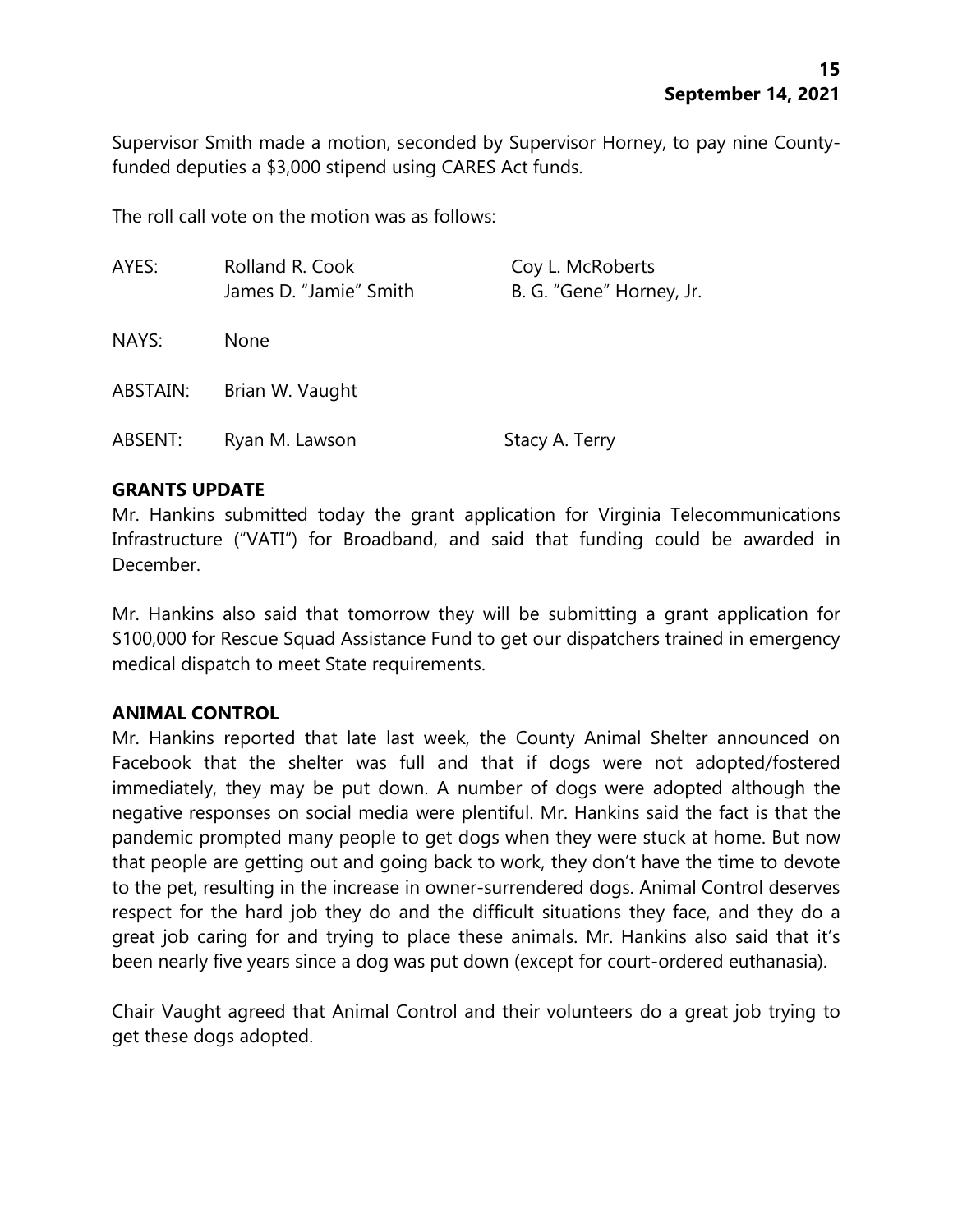Supervisor Smith made a motion, seconded by Supervisor Horney, to pay nine County-funded deputies a $3,000 stipend using CARES Act funds.

The roll call vote on the motion was as follows:

| | | |
|---|---|---|
| AYES: | Rolland R. Cook | Coy L. McRoberts |
| | James D. "Jamie" Smith | B. G. "Gene" Horney, Jr. |
| NAYS: | None | |
| ABSTAIN: | Brian W. Vaught | |
| ABSENT: | Ryan M. Lawson | Stacy A. Terry |

**GRANTS UPDATE**

Mr. Hankins submitted today the grant application for Virginia Telecommunications Infrastructure ("VATI") for Broadband, and said that funding could be awarded in December.

Mr. Hankins also said that tomorrow they will be submitting a grant application for $100,000 for Rescue Squad Assistance Fund to get our dispatchers trained in emergency medical dispatch to meet State requirements.

**ANIMAL CONTROL**

Mr. Hankins reported that late last week, the County Animal Shelter announced on Facebook that the shelter was full and that if dogs were not adopted/fostered immediately, they may be put down. A number of dogs were adopted although the negative responses on social media were plentiful. Mr. Hankins said the fact is that the pandemic prompted many people to get dogs when they were stuck at home. But now that people are getting out and going back to work, they don't have the time to devote to the pet, resulting in the increase in owner-surrendered dogs. Animal Control deserves respect for the hard job they do and the difficult situations they face, and they do a great job caring for and trying to place these animals. Mr. Hankins also said that it's been nearly five years since a dog was put down (except for court-ordered euthanasia).

Chair Vaught agreed that Animal Control and their volunteers do a great job trying to get these dogs adopted.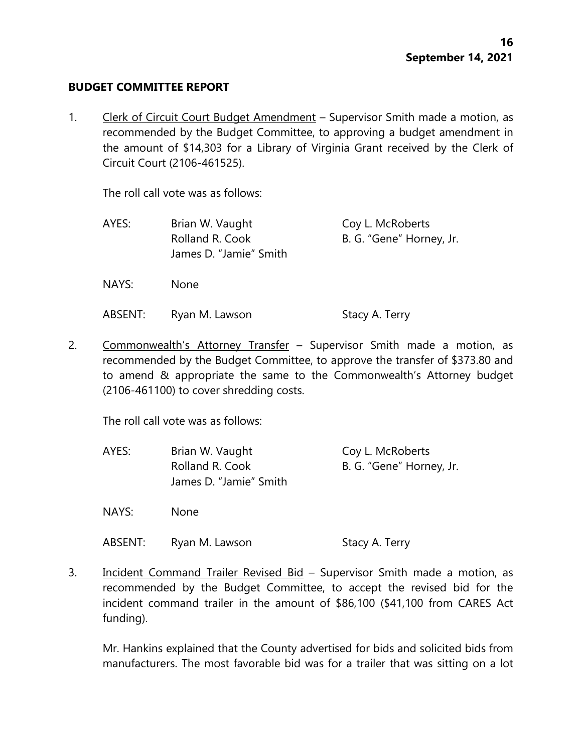## BUDGET COMMITTEE REPORT

1. Clerk of Circuit Court Budget Amendment – Supervisor Smith made a motion, as recommended by the Budget Committee, to approving a budget amendment in the amount of $14,303 for a Library of Virginia Grant received by the Clerk of Circuit Court (2106-461525).

   The roll call vote was as follows:

   | | | |
   |---|---|---|
   | AYES: | Brian W. Vaught | Coy L. McRoberts |
   | | Rolland R. Cook | B. G. "Gene" Horney, Jr. |
   | | James D. "Jamie" Smith | |
   | NAYS: | None | |
   | ABSENT: | Ryan M. Lawson | Stacy A. Terry |

2. Commonwealth's Attorney Transfer – Supervisor Smith made a motion, as recommended by the Budget Committee, to approve the transfer of $373.80 and to amend & appropriate the same to the Commonwealth's Attorney budget (2106-461100) to cover shredding costs.

   The roll call vote was as follows:

   | | | |
   |---|---|---|
   | AYES: | Brian W. Vaught | Coy L. McRoberts |
   | | Rolland R. Cook | B. G. "Gene" Horney, Jr. |
   | | James D. "Jamie" Smith | |
   | NAYS: | None | |
   | ABSENT: | Ryan M. Lawson | Stacy A. Terry |

3. Incident Command Trailer Revised Bid – Supervisor Smith made a motion, as recommended by the Budget Committee, to accept the revised bid for the incident command trailer in the amount of $86,100 ($41,100 from CARES Act funding).

   Mr. Hankins explained that the County advertised for bids and solicited bids from manufacturers. The most favorable bid was for a trailer that was sitting on a lot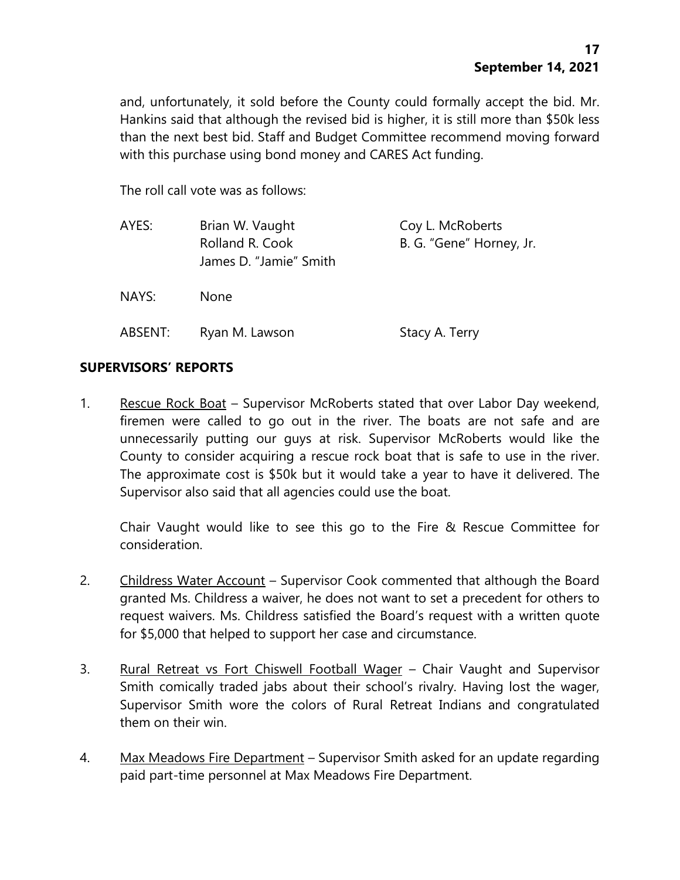and, unfortunately, it sold before the County could formally accept the bid. Mr. Hankins said that although the revised bid is higher, it is still more than $50k less than the next best bid. Staff and Budget Committee recommend moving forward with this purchase using bond money and CARES Act funding.

The roll call vote was as follows:

| | | |
|---|---|---|
| AYES: | Brian W. Vaught | Coy L. McRoberts |
| | Rolland R. Cook | B. G. "Gene" Horney, Jr. |
| | James D. "Jamie" Smith | |
| NAYS: | None | |
| ABSENT: | Ryan M. Lawson | Stacy A. Terry |

## SUPERVISORS' REPORTS

1. Rescue Rock Boat – Supervisor McRoberts stated that over Labor Day weekend, firemen were called to go out in the river. The boats are not safe and are unnecessarily putting our guys at risk. Supervisor McRoberts would like the County to consider acquiring a rescue rock boat that is safe to use in the river. The approximate cost is $50k but it would take a year to have it delivered. The Supervisor also said that all agencies could use the boat.

   Chair Vaught would like to see this go to the Fire & Rescue Committee for consideration.

2. Childress Water Account – Supervisor Cook commented that although the Board granted Ms. Childress a waiver, he does not want to set a precedent for others to request waivers. Ms. Childress satisfied the Board's request with a written quote for $5,000 that helped to support her case and circumstance.

3. Rural Retreat vs Fort Chiswell Football Wager – Chair Vaught and Supervisor Smith comically traded jabs about their school's rivalry. Having lost the wager, Supervisor Smith wore the colors of Rural Retreat Indians and congratulated them on their win.

4. Max Meadows Fire Department – Supervisor Smith asked for an update regarding paid part-time personnel at Max Meadows Fire Department.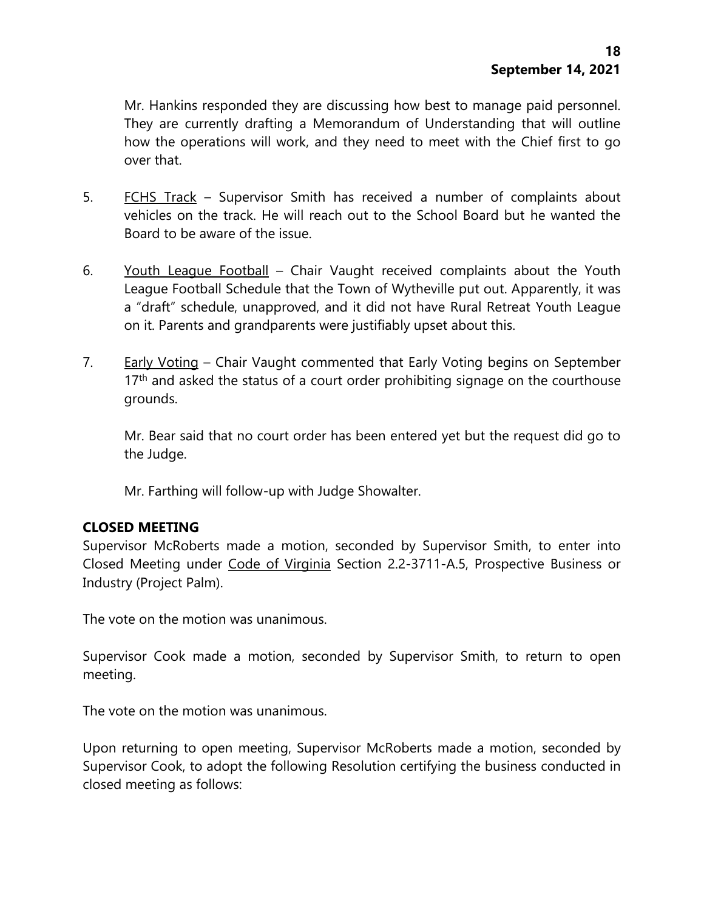Mr. Hankins responded they are discussing how best to manage paid personnel. They are currently drafting a Memorandum of Understanding that will outline how the operations will work, and they need to meet with the Chief first to go over that.

5. FCHS Track – Supervisor Smith has received a number of complaints about vehicles on the track. He will reach out to the School Board but he wanted the Board to be aware of the issue.

6. Youth League Football – Chair Vaught received complaints about the Youth League Football Schedule that the Town of Wytheville put out. Apparently, it was a "draft" schedule, unapproved, and it did not have Rural Retreat Youth League on it. Parents and grandparents were justifiably upset about this.

7. Early Voting – Chair Vaught commented that Early Voting begins on September 17th and asked the status of a court order prohibiting signage on the courthouse grounds.

   Mr. Bear said that no court order has been entered yet but the request did go to the Judge.

   Mr. Farthing will follow-up with Judge Showalter.

**CLOSED MEETING**

Supervisor McRoberts made a motion, seconded by Supervisor Smith, to enter into Closed Meeting under Code of Virginia Section 2.2-3711-A.5, Prospective Business or Industry (Project Palm).

The vote on the motion was unanimous.

Supervisor Cook made a motion, seconded by Supervisor Smith, to return to open meeting.

The vote on the motion was unanimous.

Upon returning to open meeting, Supervisor McRoberts made a motion, seconded by Supervisor Cook, to adopt the following Resolution certifying the business conducted in closed meeting as follows: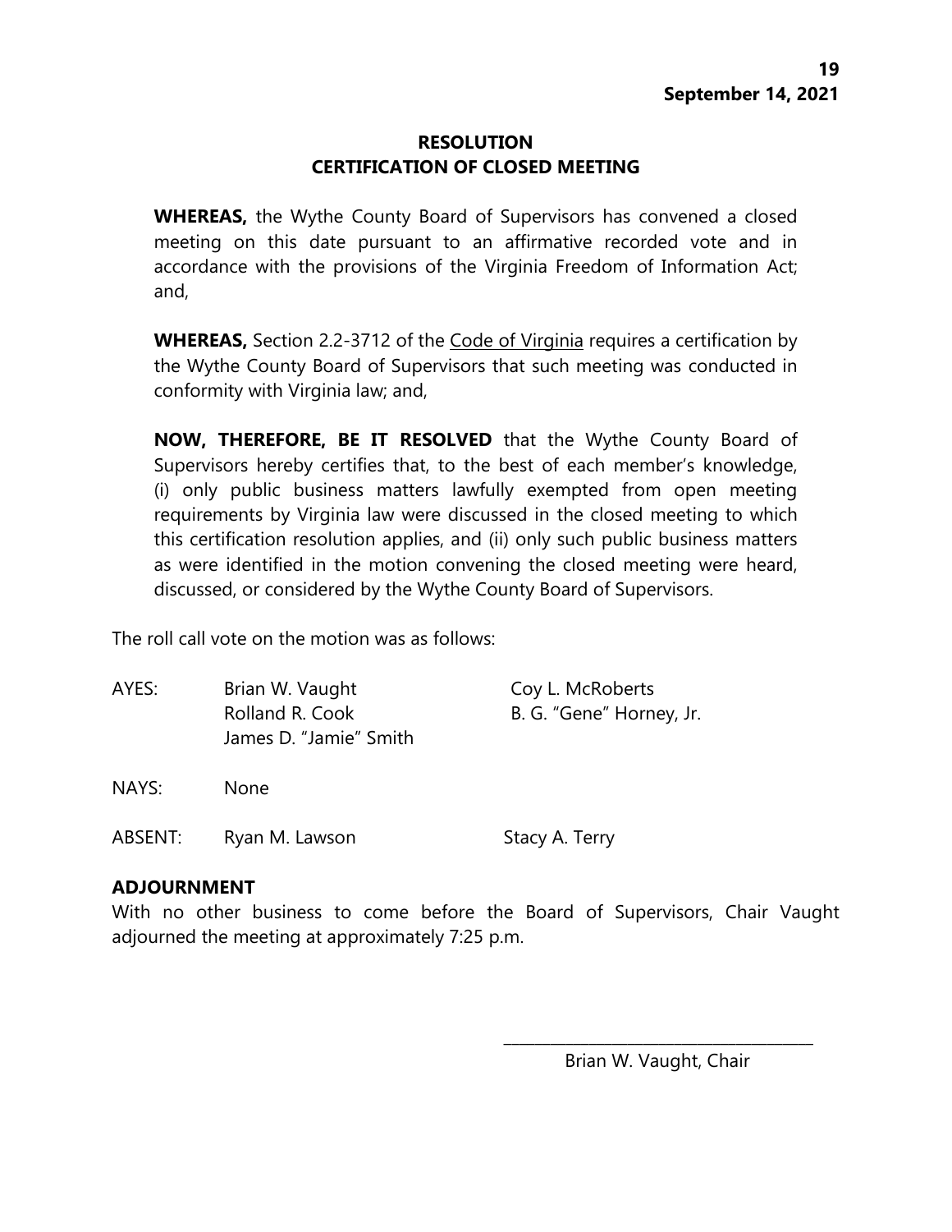**RESOLUTION**
**CERTIFICATION OF CLOSED MEETING**

**WHEREAS,** the Wythe County Board of Supervisors has convened a closed meeting on this date pursuant to an affirmative recorded vote and in accordance with the provisions of the Virginia Freedom of Information Act; and,

**WHEREAS,** Section 2.2-3712 of the Code of Virginia requires a certification by the Wythe County Board of Supervisors that such meeting was conducted in conformity with Virginia law; and,

**NOW, THEREFORE, BE IT RESOLVED** that the Wythe County Board of Supervisors hereby certifies that, to the best of each member's knowledge, (i) only public business matters lawfully exempted from open meeting requirements by Virginia law were discussed in the closed meeting to which this certification resolution applies, and (ii) only such public business matters as were identified in the motion convening the closed meeting were heard, discussed, or considered by the Wythe County Board of Supervisors.

The roll call vote on the motion was as follows:

| | | |
|---|---|---|
| AYES: | Brian W. Vaught | Coy L. McRoberts |
| | Rolland R. Cook | B. G. "Gene" Horney, Jr. |
| | James D. "Jamie" Smith | |
| NAYS: | None | |
| ABSENT: | Ryan M. Lawson | Stacy A. Terry |

**ADJOURNMENT**

With no other business to come before the Board of Supervisors, Chair Vaught adjourned the meeting at approximately 7:25 p.m.

\_\_\_\_\_\_\_\_\_\_\_\_\_\_\_\_\_\_\_\_\_\_\_\_\_\_\_\_\_\_\_\_\_\_\_\_

Brian W. Vaught, Chair